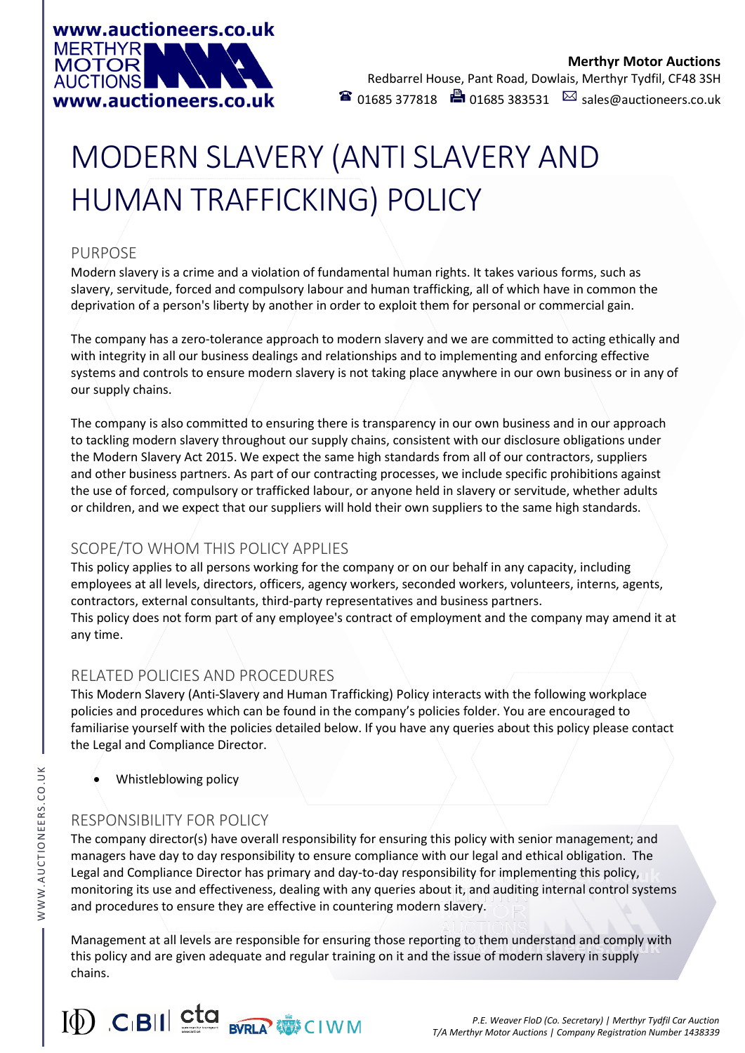# MODERN SLAVERY (ANTI SLAVERY AND HUMAN TRAFFICKING) POLICY

## PURPOSE

Modern slavery is a crime and a violation of fundamental human rights. It takes various forms, such as slavery, servitude, forced and compulsory labour and human trafficking, all of which have in common the deprivation of a person's liberty by another in order to exploit them for personal or commercial gain.

The company has a zero-tolerance approach to modern slavery and we are committed to acting ethically and with integrity in all our business dealings and relationships and to implementing and enforcing effective systems and controls to ensure modern slavery is not taking place anywhere in our own business or in any of our supply chains.

The company is also committed to ensuring there is transparency in our own business and in our approach to tackling modern slavery throughout our supply chains, consistent with our disclosure obligations under the Modern Slavery Act 2015. We expect the same high standards from all of our contractors, suppliers and other business partners. As part of our contracting processes, we include specific prohibitions against the use of forced, compulsory or trafficked labour, or anyone held in slavery or servitude, whether adults or children, and we expect that our suppliers will hold their own suppliers to the same high standards.

## SCOPE/TO WHOM THIS POLICY APPLIES

This policy applies to all persons working for the company or on our behalf in any capacity, including employees at all levels, directors, officers, agency workers, seconded workers, volunteers, interns, agents, contractors, external consultants, third-party representatives and business partners.
This policy does not form part of any employee's contract of employment and the company may amend it at any time.

## RELATED POLICIES AND PROCEDURES

This Modern Slavery (Anti-Slavery and Human Trafficking) Policy interacts with the following workplace policies and procedures which can be found in the company's policies folder. You are encouraged to familiarise yourself with the policies detailed below. If you have any queries about this policy please contact the Legal and Compliance Director.

- Whistleblowing policy

## RESPONSIBILITY FOR POLICY

The company director(s) have overall responsibility for ensuring this policy with senior management; and managers have day to day responsibility to ensure compliance with our legal and ethical obligation. The Legal and Compliance Director has primary and day-to-day responsibility for implementing this policy, monitoring its use and effectiveness, dealing with any queries about it, and auditing internal control systems and procedures to ensure they are effective in countering modern slavery.

Management at all levels are responsible for ensuring those reporting to them understand and comply with this policy and are given adequate and regular training on it and the issue of modern slavery in supply chains.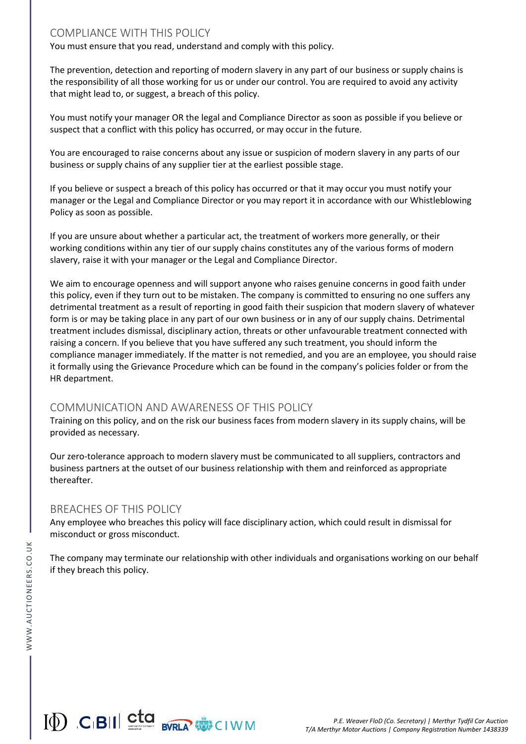## COMPLIANCE WITH THIS POLICY

You must ensure that you read, understand and comply with this policy.

The prevention, detection and reporting of modern slavery in any part of our business or supply chains is the responsibility of all those working for us or under our control. You are required to avoid any activity that might lead to, or suggest, a breach of this policy.

You must notify your manager OR the legal and Compliance Director as soon as possible if you believe or suspect that a conflict with this policy has occurred, or may occur in the future.

You are encouraged to raise concerns about any issue or suspicion of modern slavery in any parts of our business or supply chains of any supplier tier at the earliest possible stage.

If you believe or suspect a breach of this policy has occurred or that it may occur you must notify your manager or the Legal and Compliance Director or you may report it in accordance with our Whistleblowing Policy as soon as possible.

If you are unsure about whether a particular act, the treatment of workers more generally, or their working conditions within any tier of our supply chains constitutes any of the various forms of modern slavery, raise it with your manager or the Legal and Compliance Director.

We aim to encourage openness and will support anyone who raises genuine concerns in good faith under this policy, even if they turn out to be mistaken. The company is committed to ensuring no one suffers any detrimental treatment as a result of reporting in good faith their suspicion that modern slavery of whatever form is or may be taking place in any part of our own business or in any of our supply chains. Detrimental treatment includes dismissal, disciplinary action, threats or other unfavourable treatment connected with raising a concern. If you believe that you have suffered any such treatment, you should inform the compliance manager immediately. If the matter is not remedied, and you are an employee, you should raise it formally using the Grievance Procedure which can be found in the company's policies folder or from the HR department.

## COMMUNICATION AND AWARENESS OF THIS POLICY

Training on this policy, and on the risk our business faces from modern slavery in its supply chains, will be provided as necessary.

Our zero-tolerance approach to modern slavery must be communicated to all suppliers, contractors and business partners at the outset of our business relationship with them and reinforced as appropriate thereafter.

## BREACHES OF THIS POLICY

Any employee who breaches this policy will face disciplinary action, which could result in dismissal for misconduct or gross misconduct.

The company may terminate our relationship with other individuals and organisations working on our behalf if they breach this policy.

*P.E. Weaver FIoD (Co. Secretary) | Merthyr Tydfil Car Auction*
*T/A Merthyr Motor Auctions | Company Registration Number 1438339*